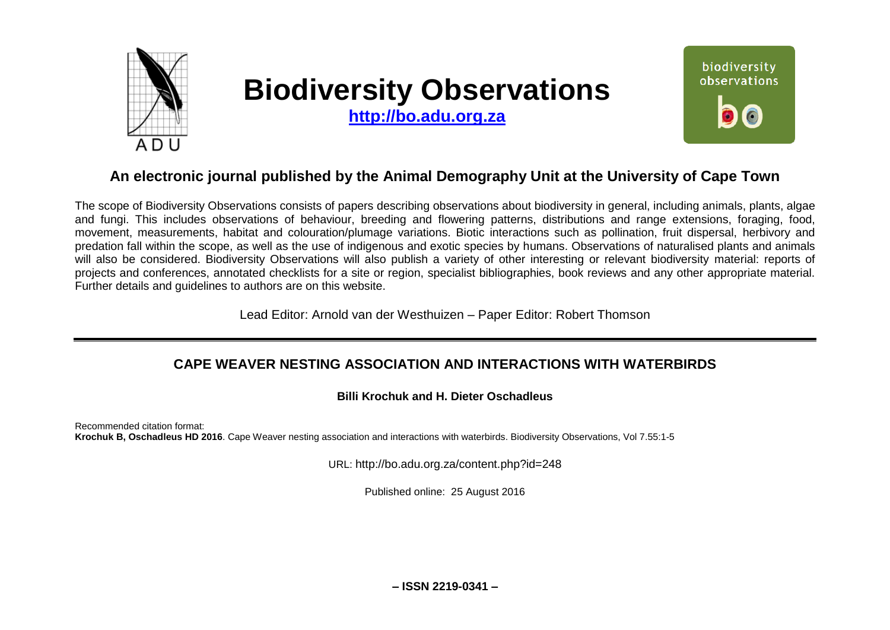# Biodiversity Observations

**http://bo.adu.org.za**

## An electronic journal published by the Animal Demography Unit at the University of Cape Town

The scope of Biodiversity Observations consists of papers describing observations about biodiversity in general, including animals, plants, algae and fungi. This includes observations of behaviour, breeding and flowering patterns, distributions and range extensions, foraging, food, movement, measurements, habitat and colouration/plumage variations. Biotic interactions such as pollination, fruit dispersal, herbivory and predation fall within the scope, as well as the use of indigenous and exotic species by humans. Observations of naturalised plants and animals will also be considered. Biodiversity Observations will also publish a variety of other interesting or relevant biodiversity material: reports of projects and conferences, annotated checklists for a site or region, specialist bibliographies, book reviews and any other appropriate material. Further details and guidelines to authors are on this website.

Lead Editor: Arnold van der Westhuizen – Paper Editor: Robert Thomson

---

## CAPE WEAVER NESTING ASSOCIATION AND INTERACTIONS WITH WATERBIRDS

**Billi Krochuk and H. Dieter Oschadleus**

Recommended citation format:
**Krochuk B, Oschadleus HD 2016**. Cape Weaver nesting association and interactions with waterbirds. Biodiversity Observations, Vol 7.55:1-5

URL: http://bo.adu.org.za/content.php?id=248

Published online: 25 August 2016

**– ISSN 2219-0341 –**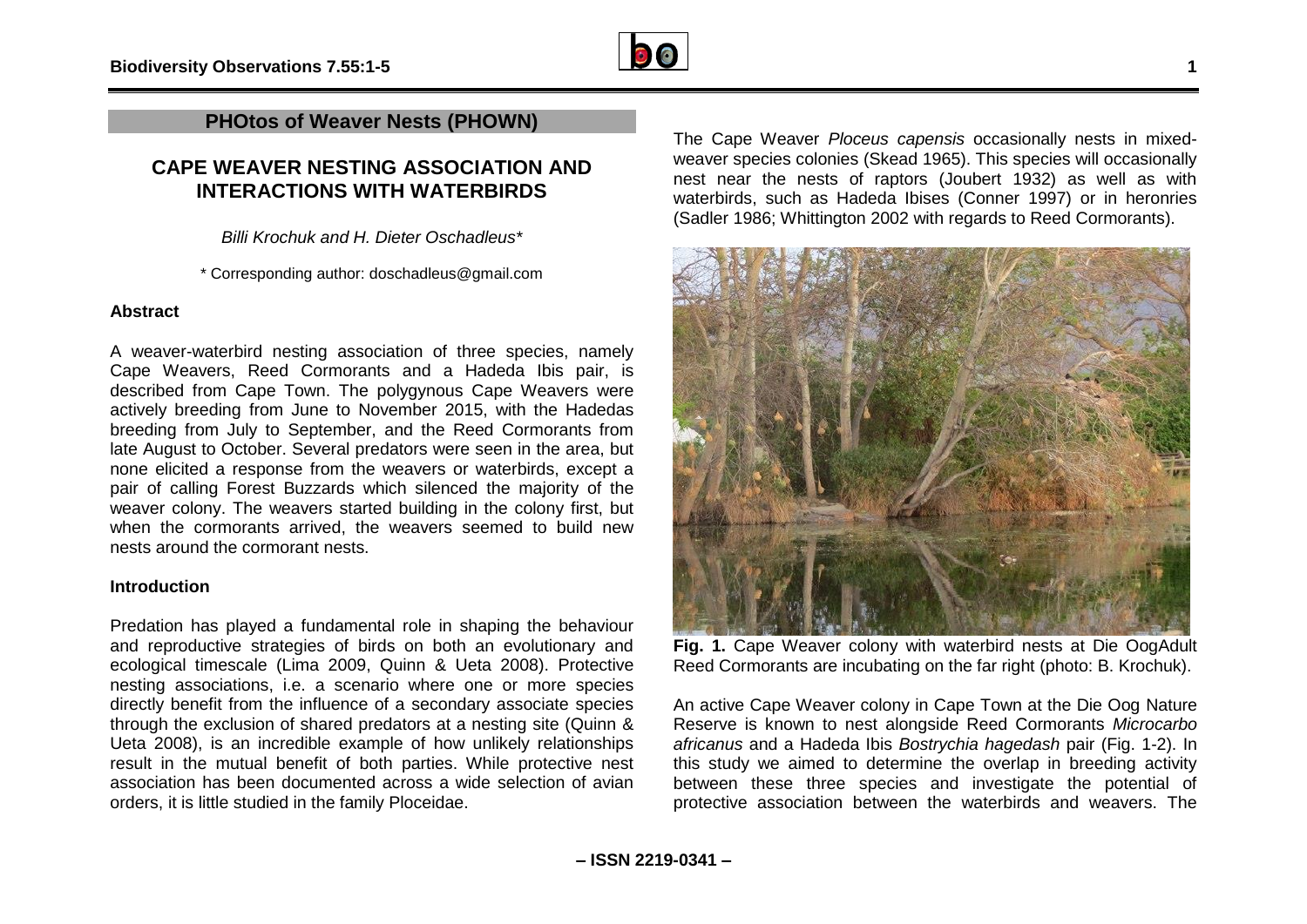# PHOtos of Weaver Nests (PHOWN)

## CAPE WEAVER NESTING ASSOCIATION AND INTERACTIONS WITH WATERBIRDS

*Billi Krochuk and H. Dieter Oschadleus\**

\* Corresponding author: doschadleus@gmail.com

### Abstract

A weaver-waterbird nesting association of three species, namely Cape Weavers, Reed Cormorants and a Hadeda Ibis pair, is described from Cape Town. The polygynous Cape Weavers were actively breeding from June to November 2015, with the Hadedas breeding from July to September, and the Reed Cormorants from late August to October. Several predators were seen in the area, but none elicited a response from the weavers or waterbirds, except a pair of calling Forest Buzzards which silenced the majority of the weaver colony. The weavers started building in the colony first, but when the cormorants arrived, the weavers seemed to build new nests around the cormorant nests.

### Introduction

Predation has played a fundamental role in shaping the behaviour and reproductive strategies of birds on both an evolutionary and ecological timescale (Lima 2009, Quinn & Ueta 2008). Protective nesting associations, i.e. a scenario where one or more species directly benefit from the influence of a secondary associate species through the exclusion of shared predators at a nesting site (Quinn & Ueta 2008), is an incredible example of how unlikely relationships result in the mutual benefit of both parties. While protective nest association has been documented across a wide selection of avian orders, it is little studied in the family Ploceidae.

The Cape Weaver *Ploceus capensis* occasionally nests in mixed-weaver species colonies (Skead 1965). This species will occasionally nest near the nests of raptors (Joubert 1932) as well as with waterbirds, such as Hadeda Ibises (Conner 1997) or in heronries (Sadler 1986; Whittington 2002 with regards to Reed Cormorants).

**Fig. 1.** Cape Weaver colony with waterbird nests at Die OogAdult Reed Cormorants are incubating on the far right (photo: B. Krochuk).

An active Cape Weaver colony in Cape Town at the Die Oog Nature Reserve is known to nest alongside Reed Cormorants *Microcarbo africanus* and a Hadeda Ibis *Bostrychia hagedash* pair (Fig. 1-2). In this study we aimed to determine the overlap in breeding activity between these three species and investigate the potential of protective association between the waterbirds and weavers. The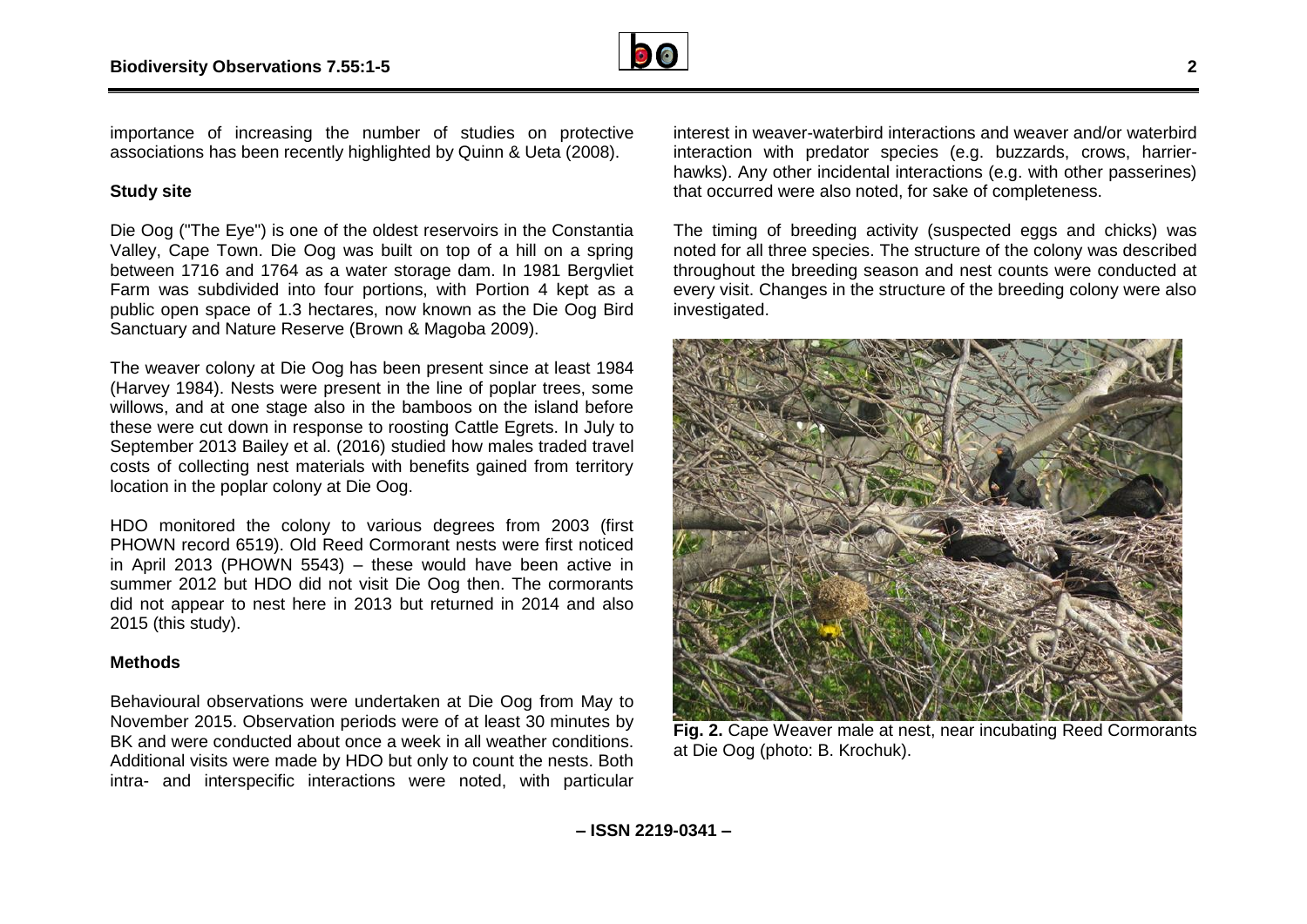importance of increasing the number of studies on protective associations has been recently highlighted by Quinn & Ueta (2008).

## Study site

Die Oog ("The Eye") is one of the oldest reservoirs in the Constantia Valley, Cape Town. Die Oog was built on top of a hill on a spring between 1716 and 1764 as a water storage dam. In 1981 Bergvliet Farm was subdivided into four portions, with Portion 4 kept as a public open space of 1.3 hectares, now known as the Die Oog Bird Sanctuary and Nature Reserve (Brown & Magoba 2009).

The weaver colony at Die Oog has been present since at least 1984 (Harvey 1984). Nests were present in the line of poplar trees, some willows, and at one stage also in the bamboos on the island before these were cut down in response to roosting Cattle Egrets. In July to September 2013 Bailey et al. (2016) studied how males traded travel costs of collecting nest materials with benefits gained from territory location in the poplar colony at Die Oog.

HDO monitored the colony to various degrees from 2003 (first PHOWN record 6519). Old Reed Cormorant nests were first noticed in April 2013 (PHOWN 5543) – these would have been active in summer 2012 but HDO did not visit Die Oog then. The cormorants did not appear to nest here in 2013 but returned in 2014 and also 2015 (this study).

## Methods

Behavioural observations were undertaken at Die Oog from May to November 2015. Observation periods were of at least 30 minutes by BK and were conducted about once a week in all weather conditions. Additional visits were made by HDO but only to count the nests. Both intra- and interspecific interactions were noted, with particular interest in weaver-waterbird interactions and weaver and/or waterbird interaction with predator species (e.g. buzzards, crows, harrier-hawks). Any other incidental interactions (e.g. with other passerines) that occurred were also noted, for sake of completeness.

The timing of breeding activity (suspected eggs and chicks) was noted for all three species. The structure of the colony was described throughout the breeding season and nest counts were conducted at every visit. Changes in the structure of the breeding colony were also investigated.

**Fig. 2.** Cape Weaver male at nest, near incubating Reed Cormorants at Die Oog (photo: B. Krochuk).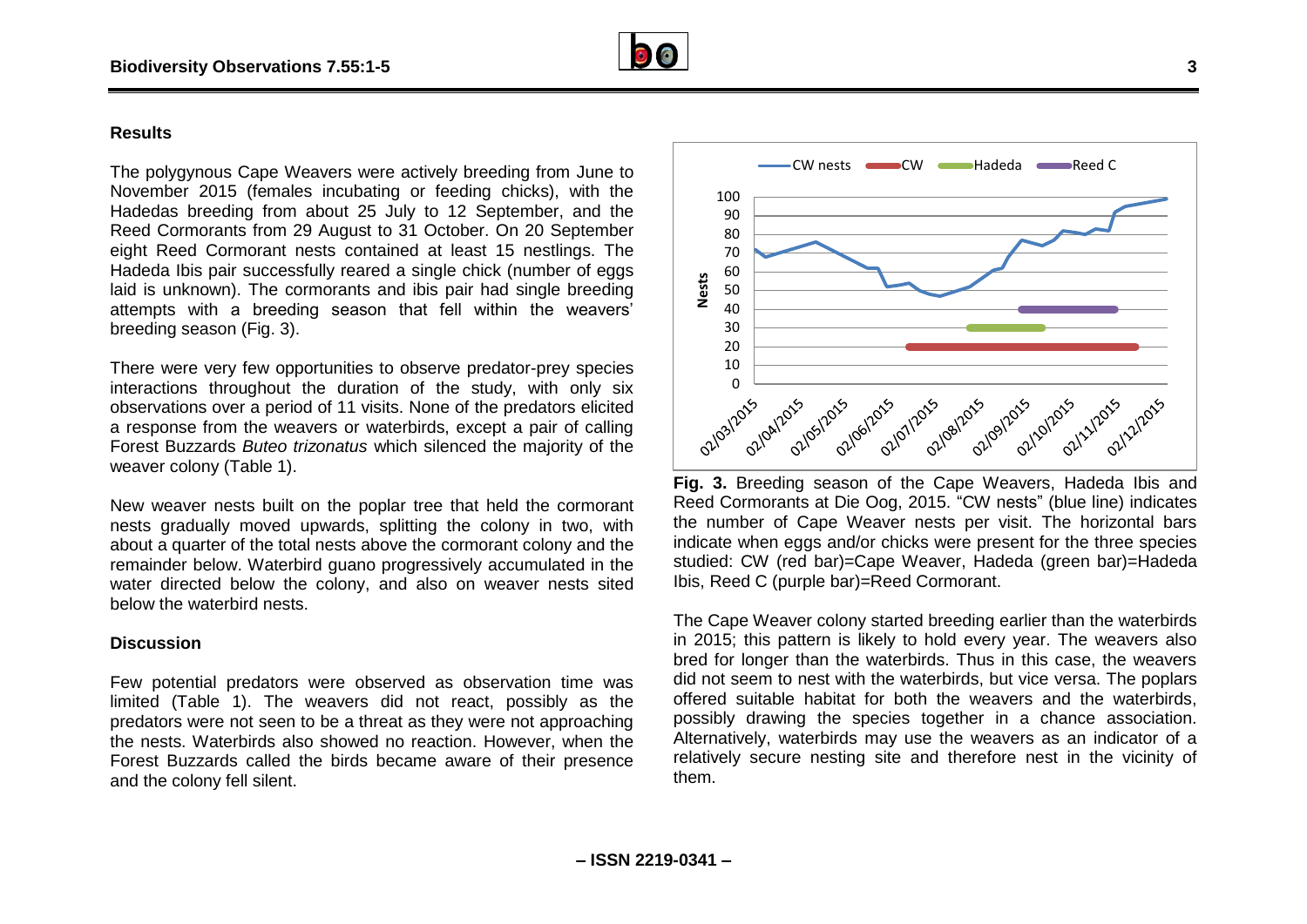## Results

The polygynous Cape Weavers were actively breeding from June to November 2015 (females incubating or feeding chicks), with the Hadedas breeding from about 25 July to 12 September, and the Reed Cormorants from 29 August to 31 October. On 20 September eight Reed Cormorant nests contained at least 15 nestlings. The Hadeda Ibis pair successfully reared a single chick (number of eggs laid is unknown). The cormorants and ibis pair had single breeding attempts with a breeding season that fell within the weavers' breeding season (Fig. 3).

There were very few opportunities to observe predator-prey species interactions throughout the duration of the study, with only six observations over a period of 11 visits. None of the predators elicited a response from the weavers or waterbirds, except a pair of calling Forest Buzzards *Buteo trizonatus* which silenced the majority of the weaver colony (Table 1).

New weaver nests built on the poplar tree that held the cormorant nests gradually moved upwards, splitting the colony in two, with about a quarter of the total nests above the cormorant colony and the remainder below. Waterbird guano progressively accumulated in the water directed below the colony, and also on weaver nests sited below the waterbird nests.

**Fig. 3.** Breeding season of the Cape Weavers, Hadeda Ibis and Reed Cormorants at Die Oog, 2015. "CW nests" (blue line) indicates the number of Cape Weaver nests per visit. The horizontal bars indicate when eggs and/or chicks were present for the three species studied: CW (red bar)=Cape Weaver, Hadeda (green bar)=Hadeda Ibis, Reed C (purple bar)=Reed Cormorant.

## Discussion

Few potential predators were observed as observation time was limited (Table 1). The weavers did not react, possibly as the predators were not seen to be a threat as they were not approaching the nests. Waterbirds also showed no reaction. However, when the Forest Buzzards called the birds became aware of their presence and the colony fell silent.

The Cape Weaver colony started breeding earlier than the waterbirds in 2015; this pattern is likely to hold every year. The weavers also bred for longer than the waterbirds. Thus in this case, the weavers did not seem to nest with the waterbirds, but vice versa. The poplars offered suitable habitat for both the weavers and the waterbirds, possibly drawing the species together in a chance association. Alternatively, waterbirds may use the weavers as an indicator of a relatively secure nesting site and therefore nest in the vicinity of them.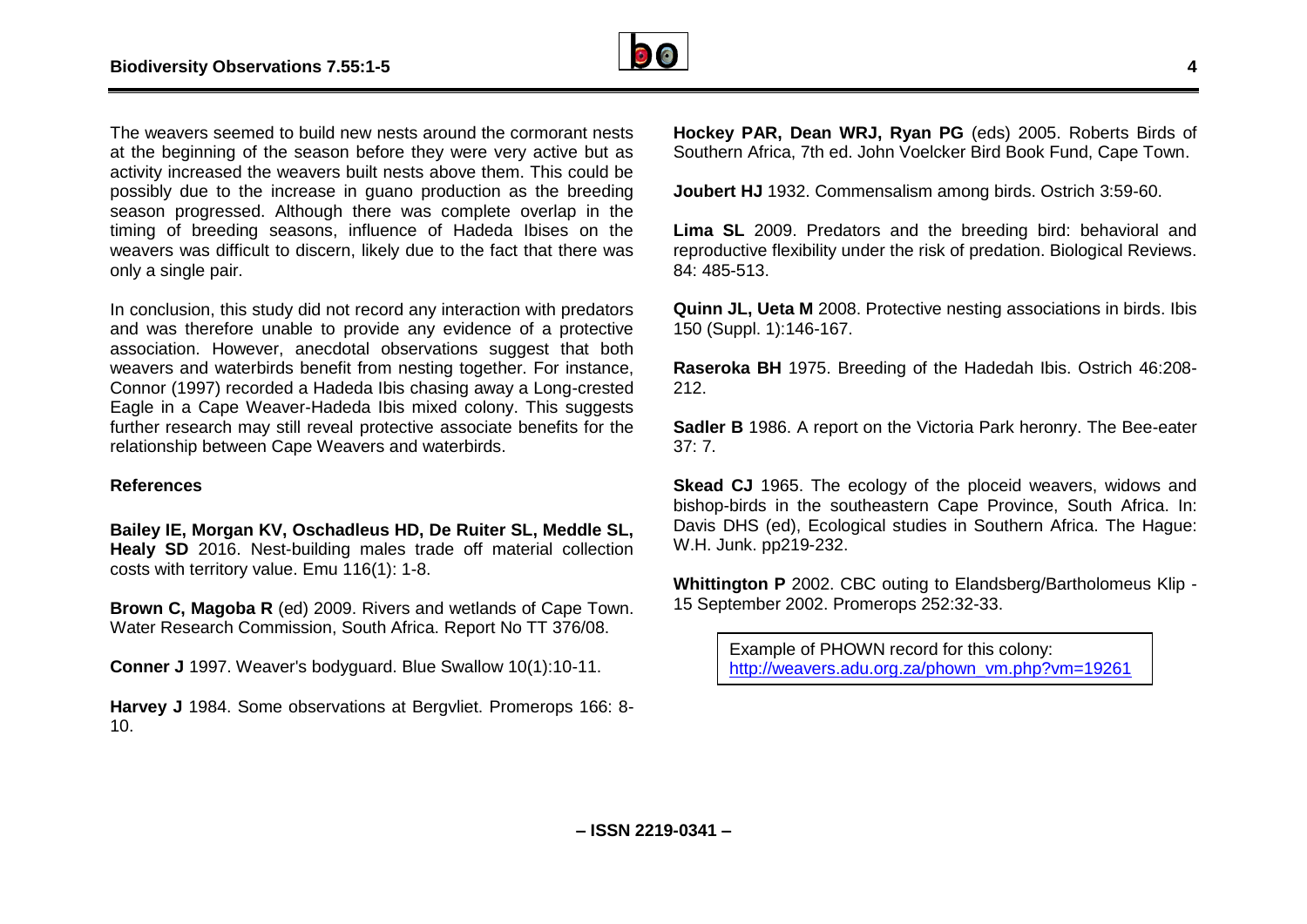The weavers seemed to build new nests around the cormorant nests at the beginning of the season before they were very active but as activity increased the weavers built nests above them. This could be possibly due to the increase in guano production as the breeding season progressed. Although there was complete overlap in the timing of breeding seasons, influence of Hadeda Ibises on the weavers was difficult to discern, likely due to the fact that there was only a single pair.

In conclusion, this study did not record any interaction with predators and was therefore unable to provide any evidence of a protective association. However, anecdotal observations suggest that both weavers and waterbirds benefit from nesting together. For instance, Connor (1997) recorded a Hadeda Ibis chasing away a Long-crested Eagle in a Cape Weaver-Hadeda Ibis mixed colony. This suggests further research may still reveal protective associate benefits for the relationship between Cape Weavers and waterbirds.

#### References

**Bailey IE, Morgan KV, Oschadleus HD, De Ruiter SL, Meddle SL, Healy SD** 2016. Nest-building males trade off material collection costs with territory value. Emu 116(1): 1-8.

**Brown C, Magoba R** (ed) 2009. Rivers and wetlands of Cape Town. Water Research Commission, South Africa. Report No TT 376/08.

**Conner J** 1997. Weaver's bodyguard. Blue Swallow 10(1):10-11.

**Harvey J** 1984. Some observations at Bergvliet. Promerops 166: 8-10.

**Hockey PAR, Dean WRJ, Ryan PG** (eds) 2005. Roberts Birds of Southern Africa, 7th ed. John Voelcker Bird Book Fund, Cape Town.

**Joubert HJ** 1932. Commensalism among birds. Ostrich 3:59-60.

**Lima SL** 2009. Predators and the breeding bird: behavioral and reproductive flexibility under the risk of predation. Biological Reviews. 84: 485-513.

**Quinn JL, Ueta M** 2008. Protective nesting associations in birds. Ibis 150 (Suppl. 1):146-167.

**Raseroka BH** 1975. Breeding of the Hadedah Ibis. Ostrich 46:208-212.

**Sadler B** 1986. A report on the Victoria Park heronry. The Bee-eater 37: 7.

**Skead CJ** 1965. The ecology of the ploceid weavers, widows and bishop-birds in the southeastern Cape Province, South Africa. In: Davis DHS (ed), Ecological studies in Southern Africa. The Hague: W.H. Junk. pp219-232.

**Whittington P** 2002. CBC outing to Elandsberg/Bartholomeus Klip - 15 September 2002. Promerops 252:32-33.

Example of PHOWN record for this colony:
http://weavers.adu.org.za/phown_vm.php?vm=19261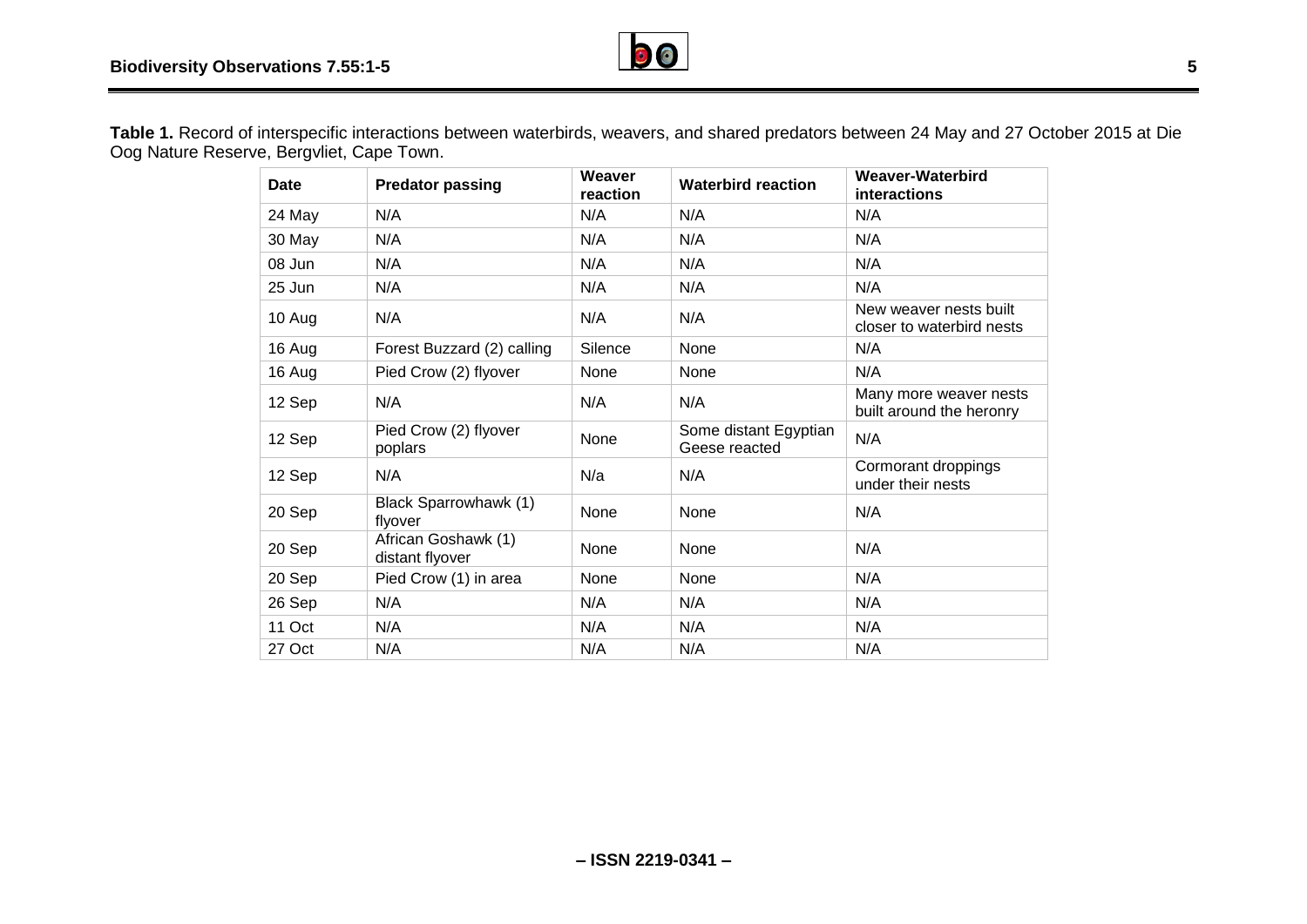**Table 1.** Record of interspecific interactions between waterbirds, weavers, and shared predators between 24 May and 27 October 2015 at Die Oog Nature Reserve, Bergvliet, Cape Town.

| Date | Predator passing | Weaver reaction | Waterbird reaction | Weaver-Waterbird interactions |
|---|---|---|---|---|
| 24 May | N/A | N/A | N/A | N/A |
| 30 May | N/A | N/A | N/A | N/A |
| 08 Jun | N/A | N/A | N/A | N/A |
| 25 Jun | N/A | N/A | N/A | N/A |
| 10 Aug | N/A | N/A | N/A | New weaver nests built closer to waterbird nests |
| 16 Aug | Forest Buzzard (2) calling | Silence | None | N/A |
| 16 Aug | Pied Crow (2) flyover | None | None | N/A |
| 12 Sep | N/A | N/A | N/A | Many more weaver nests built around the heronry |
| 12 Sep | Pied Crow (2) flyover poplars | None | Some distant Egyptian Geese reacted | N/A |
| 12 Sep | N/A | N/a | N/A | Cormorant droppings under their nests |
| 20 Sep | Black Sparrowhawk (1) flyover | None | None | N/A |
| 20 Sep | African Goshawk (1) distant flyover | None | None | N/A |
| 20 Sep | Pied Crow (1) in area | None | None | N/A |
| 26 Sep | N/A | N/A | N/A | N/A |
| 11 Oct | N/A | N/A | N/A | N/A |
| 27 Oct | N/A | N/A | N/A | N/A |